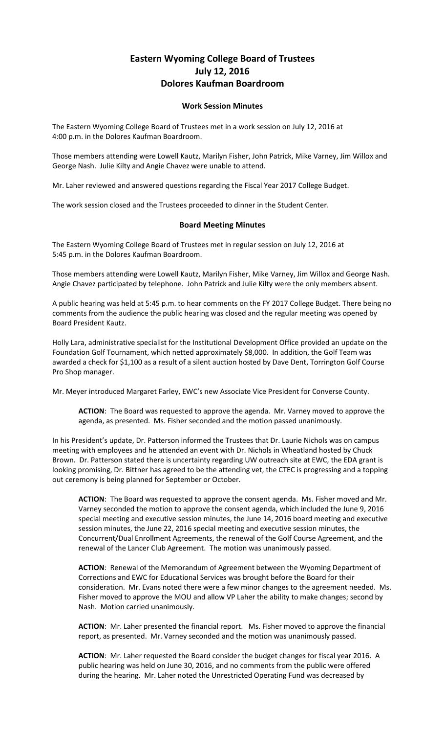# Eastern Wyoming College Board of Trustees
# July 12, 2016
# Dolores Kaufman Boardroom

## Work Session Minutes

The Eastern Wyoming College Board of Trustees met in a work session on July 12, 2016 at 4:00 p.m. in the Dolores Kaufman Boardroom.

Those members attending were Lowell Kautz, Marilyn Fisher, John Patrick, Mike Varney, Jim Willox and George Nash. Julie Kilty and Angie Chavez were unable to attend.

Mr. Laher reviewed and answered questions regarding the Fiscal Year 2017 College Budget.

The work session closed and the Trustees proceeded to dinner in the Student Center.

## Board Meeting Minutes

The Eastern Wyoming College Board of Trustees met in regular session on July 12, 2016 at 5:45 p.m. in the Dolores Kaufman Boardroom.

Those members attending were Lowell Kautz, Marilyn Fisher, Mike Varney, Jim Willox and George Nash. Angie Chavez participated by telephone. John Patrick and Julie Kilty were the only members absent.

A public hearing was held at 5:45 p.m. to hear comments on the FY 2017 College Budget. There being no comments from the audience the public hearing was closed and the regular meeting was opened by Board President Kautz.

Holly Lara, administrative specialist for the Institutional Development Office provided an update on the Foundation Golf Tournament, which netted approximately $8,000. In addition, the Golf Team was awarded a check for $1,100 as a result of a silent auction hosted by Dave Dent, Torrington Golf Course Pro Shop manager.

Mr. Meyer introduced Margaret Farley, EWC's new Associate Vice President for Converse County.

> **ACTION**: The Board was requested to approve the agenda. Mr. Varney moved to approve the agenda, as presented. Ms. Fisher seconded and the motion passed unanimously.

In his President's update, Dr. Patterson informed the Trustees that Dr. Laurie Nichols was on campus meeting with employees and he attended an event with Dr. Nichols in Wheatland hosted by Chuck Brown. Dr. Patterson stated there is uncertainty regarding UW outreach site at EWC, the EDA grant is looking promising, Dr. Bittner has agreed to be the attending vet, the CTEC is progressing and a topping out ceremony is being planned for September or October.

> **ACTION**: The Board was requested to approve the consent agenda. Ms. Fisher moved and Mr. Varney seconded the motion to approve the consent agenda, which included the June 9, 2016 special meeting and executive session minutes, the June 14, 2016 board meeting and executive session minutes, the June 22, 2016 special meeting and executive session minutes, the Concurrent/Dual Enrollment Agreements, the renewal of the Golf Course Agreement, and the renewal of the Lancer Club Agreement. The motion was unanimously passed.

> **ACTION**: Renewal of the Memorandum of Agreement between the Wyoming Department of Corrections and EWC for Educational Services was brought before the Board for their consideration. Mr. Evans noted there were a few minor changes to the agreement needed. Ms. Fisher moved to approve the MOU and allow VP Laher the ability to make changes; second by Nash. Motion carried unanimously.

> **ACTION**: Mr. Laher presented the financial report. Ms. Fisher moved to approve the financial report, as presented. Mr. Varney seconded and the motion was unanimously passed.

> **ACTION**: Mr. Laher requested the Board consider the budget changes for fiscal year 2016. A public hearing was held on June 30, 2016, and no comments from the public were offered during the hearing. Mr. Laher noted the Unrestricted Operating Fund was decreased by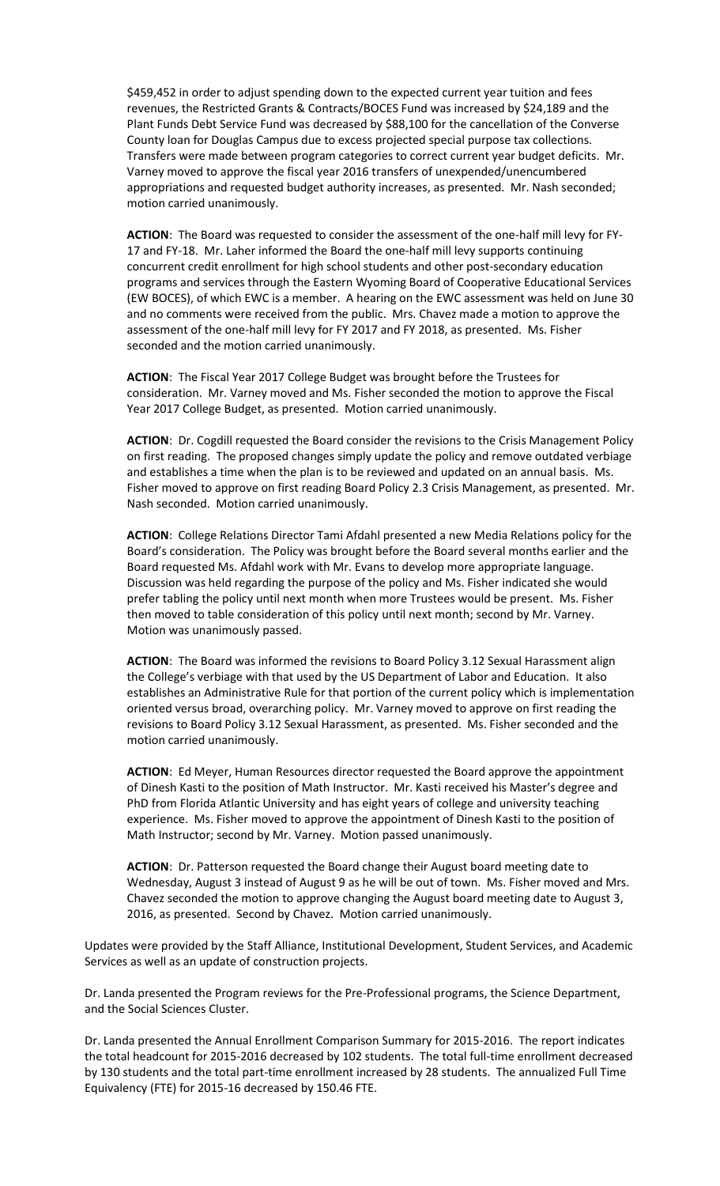$459,452 in order to adjust spending down to the expected current year tuition and fees revenues, the Restricted Grants & Contracts/BOCES Fund was increased by $24,189 and the Plant Funds Debt Service Fund was decreased by $88,100 for the cancellation of the Converse County loan for Douglas Campus due to excess projected special purpose tax collections. Transfers were made between program categories to correct current year budget deficits. Mr. Varney moved to approve the fiscal year 2016 transfers of unexpended/unencumbered appropriations and requested budget authority increases, as presented. Mr. Nash seconded; motion carried unanimously.

**ACTION**: The Board was requested to consider the assessment of the one-half mill levy for FY-17 and FY-18. Mr. Laher informed the Board the one-half mill levy supports continuing concurrent credit enrollment for high school students and other post-secondary education programs and services through the Eastern Wyoming Board of Cooperative Educational Services (EW BOCES), of which EWC is a member. A hearing on the EWC assessment was held on June 30 and no comments were received from the public. Mrs. Chavez made a motion to approve the assessment of the one-half mill levy for FY 2017 and FY 2018, as presented. Ms. Fisher seconded and the motion carried unanimously.

**ACTION**: The Fiscal Year 2017 College Budget was brought before the Trustees for consideration. Mr. Varney moved and Ms. Fisher seconded the motion to approve the Fiscal Year 2017 College Budget, as presented. Motion carried unanimously.

**ACTION**: Dr. Cogdill requested the Board consider the revisions to the Crisis Management Policy on first reading. The proposed changes simply update the policy and remove outdated verbiage and establishes a time when the plan is to be reviewed and updated on an annual basis. Ms. Fisher moved to approve on first reading Board Policy 2.3 Crisis Management, as presented. Mr. Nash seconded. Motion carried unanimously.

**ACTION**: College Relations Director Tami Afdahl presented a new Media Relations policy for the Board's consideration. The Policy was brought before the Board several months earlier and the Board requested Ms. Afdahl work with Mr. Evans to develop more appropriate language. Discussion was held regarding the purpose of the policy and Ms. Fisher indicated she would prefer tabling the policy until next month when more Trustees would be present. Ms. Fisher then moved to table consideration of this policy until next month; second by Mr. Varney. Motion was unanimously passed.

**ACTION**: The Board was informed the revisions to Board Policy 3.12 Sexual Harassment align the College's verbiage with that used by the US Department of Labor and Education. It also establishes an Administrative Rule for that portion of the current policy which is implementation oriented versus broad, overarching policy. Mr. Varney moved to approve on first reading the revisions to Board Policy 3.12 Sexual Harassment, as presented. Ms. Fisher seconded and the motion carried unanimously.

**ACTION**: Ed Meyer, Human Resources director requested the Board approve the appointment of Dinesh Kasti to the position of Math Instructor. Mr. Kasti received his Master's degree and PhD from Florida Atlantic University and has eight years of college and university teaching experience. Ms. Fisher moved to approve the appointment of Dinesh Kasti to the position of Math Instructor; second by Mr. Varney. Motion passed unanimously.

**ACTION**: Dr. Patterson requested the Board change their August board meeting date to Wednesday, August 3 instead of August 9 as he will be out of town. Ms. Fisher moved and Mrs. Chavez seconded the motion to approve changing the August board meeting date to August 3, 2016, as presented. Second by Chavez. Motion carried unanimously.

Updates were provided by the Staff Alliance, Institutional Development, Student Services, and Academic Services as well as an update of construction projects.

Dr. Landa presented the Program reviews for the Pre-Professional programs, the Science Department, and the Social Sciences Cluster.

Dr. Landa presented the Annual Enrollment Comparison Summary for 2015-2016. The report indicates the total headcount for 2015-2016 decreased by 102 students. The total full-time enrollment decreased by 130 students and the total part-time enrollment increased by 28 students. The annualized Full Time Equivalency (FTE) for 2015-16 decreased by 150.46 FTE.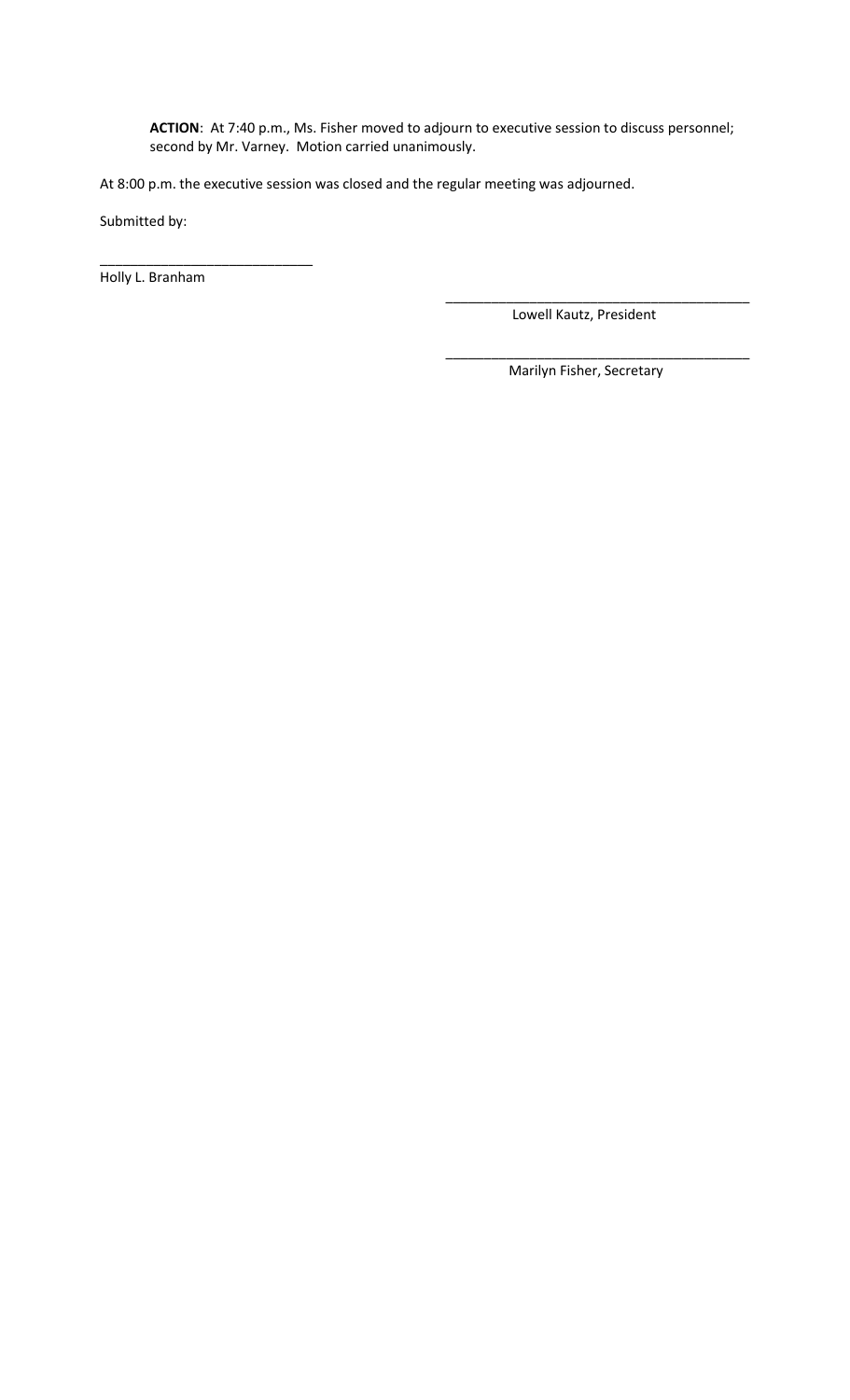**ACTION**: At 7:40 p.m., Ms. Fisher moved to adjourn to executive session to discuss personnel; second by Mr. Varney. Motion carried unanimously.

At 8:00 p.m. the executive session was closed and the regular meeting was adjourned.

Submitted by:

\_\_\_\_\_\_\_\_\_\_\_\_\_\_\_\_\_\_\_\_\_\_\_\_\_\_\_\_

Holly L. Branham

\_\_\_\_\_\_\_\_\_\_\_\_\_\_\_\_\_\_\_\_\_\_\_\_\_\_\_\_\_\_\_\_\_\_\_\_\_\_\_\_

Lowell Kautz, President

\_\_\_\_\_\_\_\_\_\_\_\_\_\_\_\_\_\_\_\_\_\_\_\_\_\_\_\_\_\_\_\_\_\_\_\_\_\_\_\_

Marilyn Fisher, Secretary